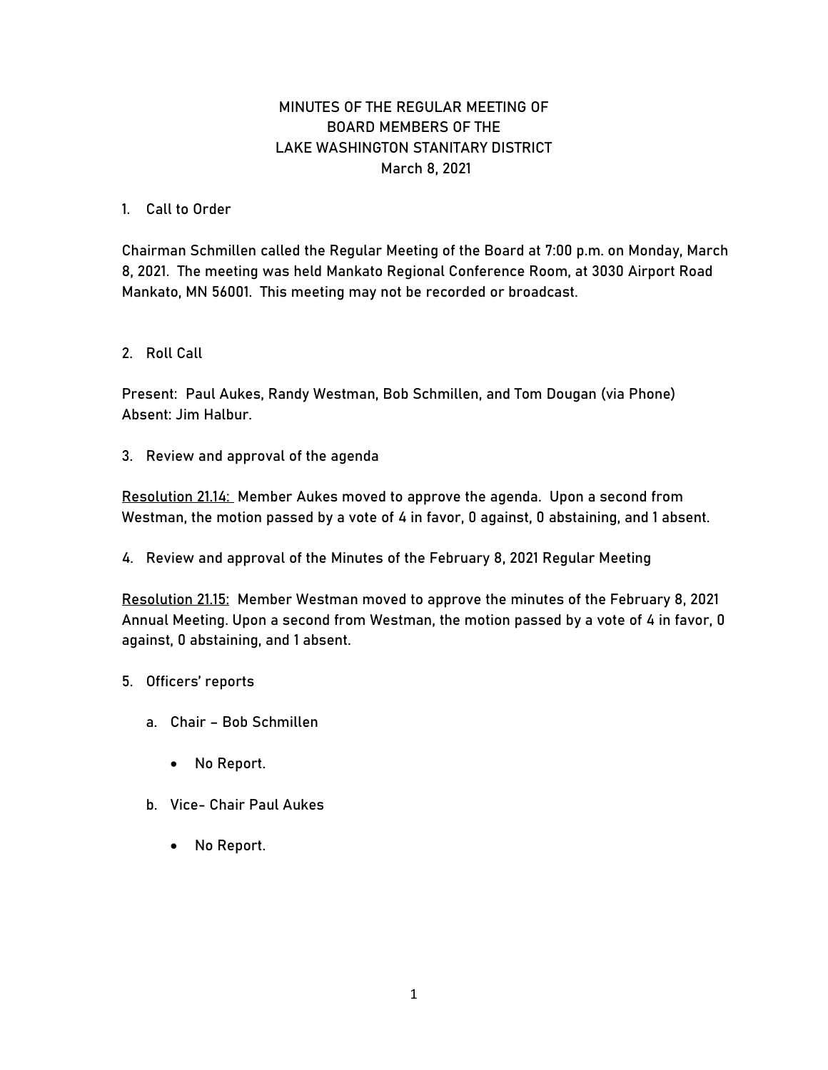# MINUTES OF THE REGULAR MEETING OF BOARD MEMBERS OF THE LAKE WASHINGTON STANITARY DISTRICT March 8, 2021

1. Call to Order

Chairman Schmillen called the Regular Meeting of the Board at 7:00 p.m. on Monday, March 8, 2021. The meeting was held Mankato Regional Conference Room, at 3030 Airport Road Mankato, MN 56001. This meeting may not be recorded or broadcast.

2. Roll Call

Present: Paul Aukes, Randy Westman, Bob Schmillen, and Tom Dougan (via Phone)
Absent: Jim Halbur.

3. Review and approval of the agenda

Resolution 21.14: Member Aukes moved to approve the agenda. Upon a second from Westman, the motion passed by a vote of 4 in favor, 0 against, 0 abstaining, and 1 absent.

4. Review and approval of the Minutes of the February 8, 2021 Regular Meeting

Resolution 21.15: Member Westman moved to approve the minutes of the February 8, 2021 Annual Meeting. Upon a second from Westman, the motion passed by a vote of 4 in favor, 0 against, 0 abstaining, and 1 absent.

5. Officers' reports

   a. Chair – Bob Schmillen

      - No Report.

   b. Vice- Chair Paul Aukes

      - No Report.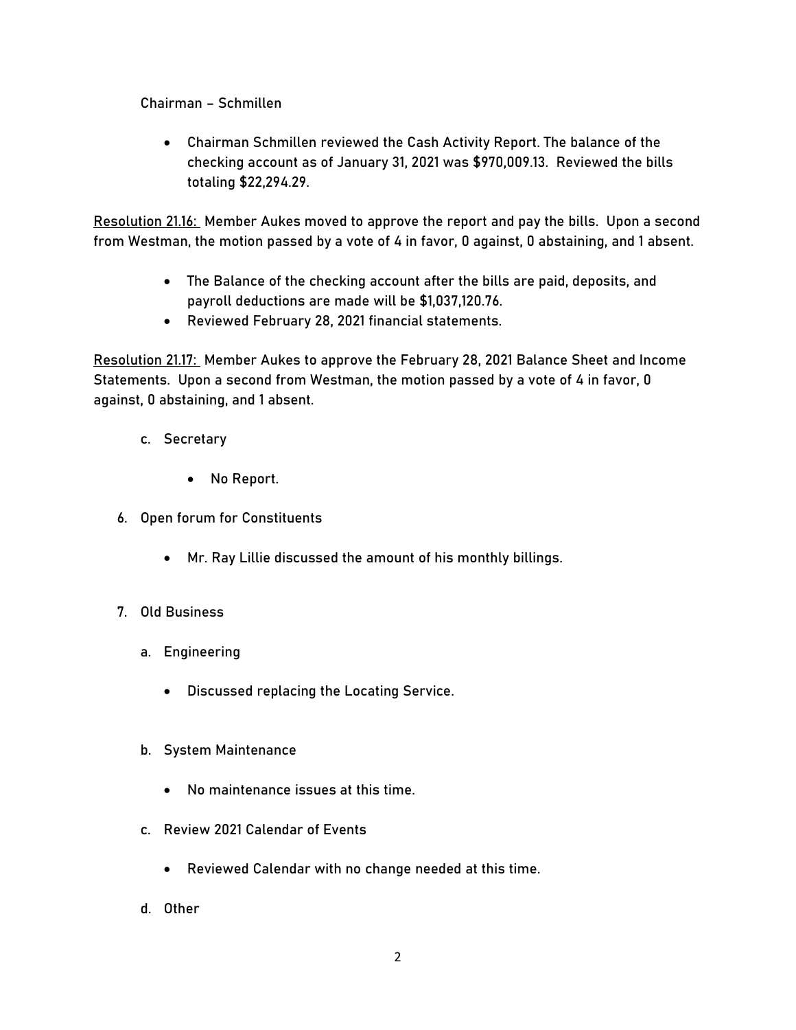Chairman – Schmillen

- Chairman Schmillen reviewed the Cash Activity Report. The balance of the checking account as of January 31, 2021 was $970,009.13. Reviewed the bills totaling $22,294.29.

Resolution 21.16: Member Aukes moved to approve the report and pay the bills. Upon a second from Westman, the motion passed by a vote of 4 in favor, 0 against, 0 abstaining, and 1 absent.

- The Balance of the checking account after the bills are paid, deposits, and payroll deductions are made will be $1,037,120.76.
- Reviewed February 28, 2021 financial statements.

Resolution 21.17: Member Aukes to approve the February 28, 2021 Balance Sheet and Income Statements. Upon a second from Westman, the motion passed by a vote of 4 in favor, 0 against, 0 abstaining, and 1 absent.

c. Secretary

- No Report.

6. Open forum for Constituents

- Mr. Ray Lillie discussed the amount of his monthly billings.

7. Old Business

a. Engineering

- Discussed replacing the Locating Service.

b. System Maintenance

- No maintenance issues at this time.

c. Review 2021 Calendar of Events

- Reviewed Calendar with no change needed at this time.

d. Other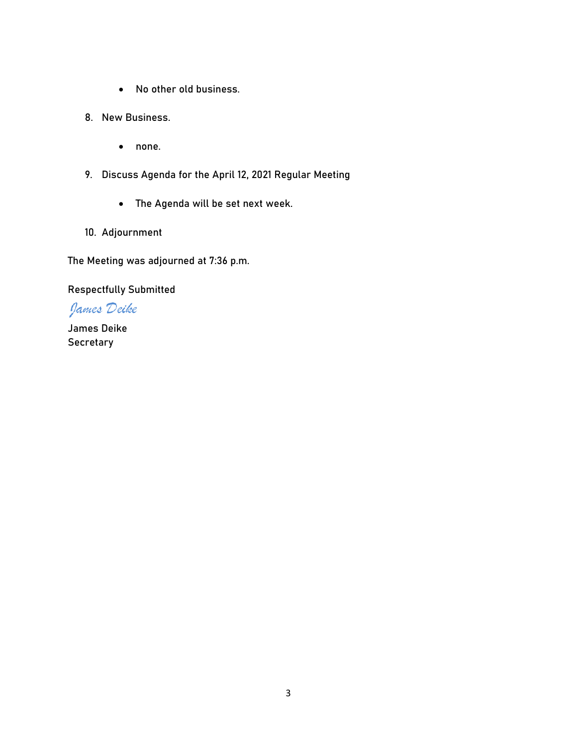- No other old business.

8. New Business.

    - none.

9. Discuss Agenda for the April 12, 2021 Regular Meeting

    - The Agenda will be set next week.

10. Adjournment

The Meeting was adjourned at 7:36 p.m.

Respectfully Submitted

*James Deike*

James Deike
Secretary